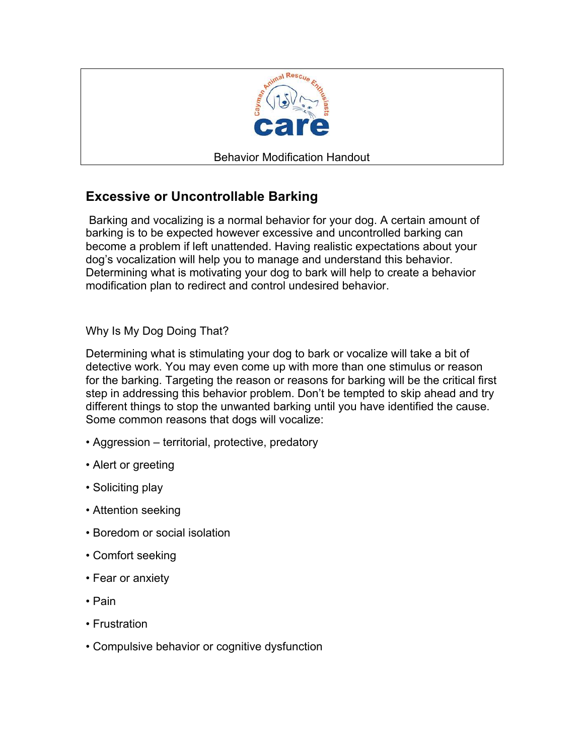care

Behavior Modification Handout

## Excessive or Uncontrollable Barking

Barking and vocalizing is a normal behavior for your dog. A certain amount of barking is to be expected however excessive and uncontrolled barking can become a problem if left unattended. Having realistic expectations about your dog's vocalization will help you to manage and understand this behavior. Determining what is motivating your dog to bark will help to create a behavior modification plan to redirect and control undesired behavior.

Why Is My Dog Doing That?

Determining what is stimulating your dog to bark or vocalize will take a bit of detective work. You may even come up with more than one stimulus or reason for the barking. Targeting the reason or reasons for barking will be the critical first step in addressing this behavior problem. Don't be tempted to skip ahead and try different things to stop the unwanted barking until you have identified the cause. Some common reasons that dogs will vocalize:

- Aggression – territorial, protective, predatory
- Alert or greeting
- Soliciting play
- Attention seeking
- Boredom or social isolation
- Comfort seeking
- Fear or anxiety
- Pain
- Frustration
- Compulsive behavior or cognitive dysfunction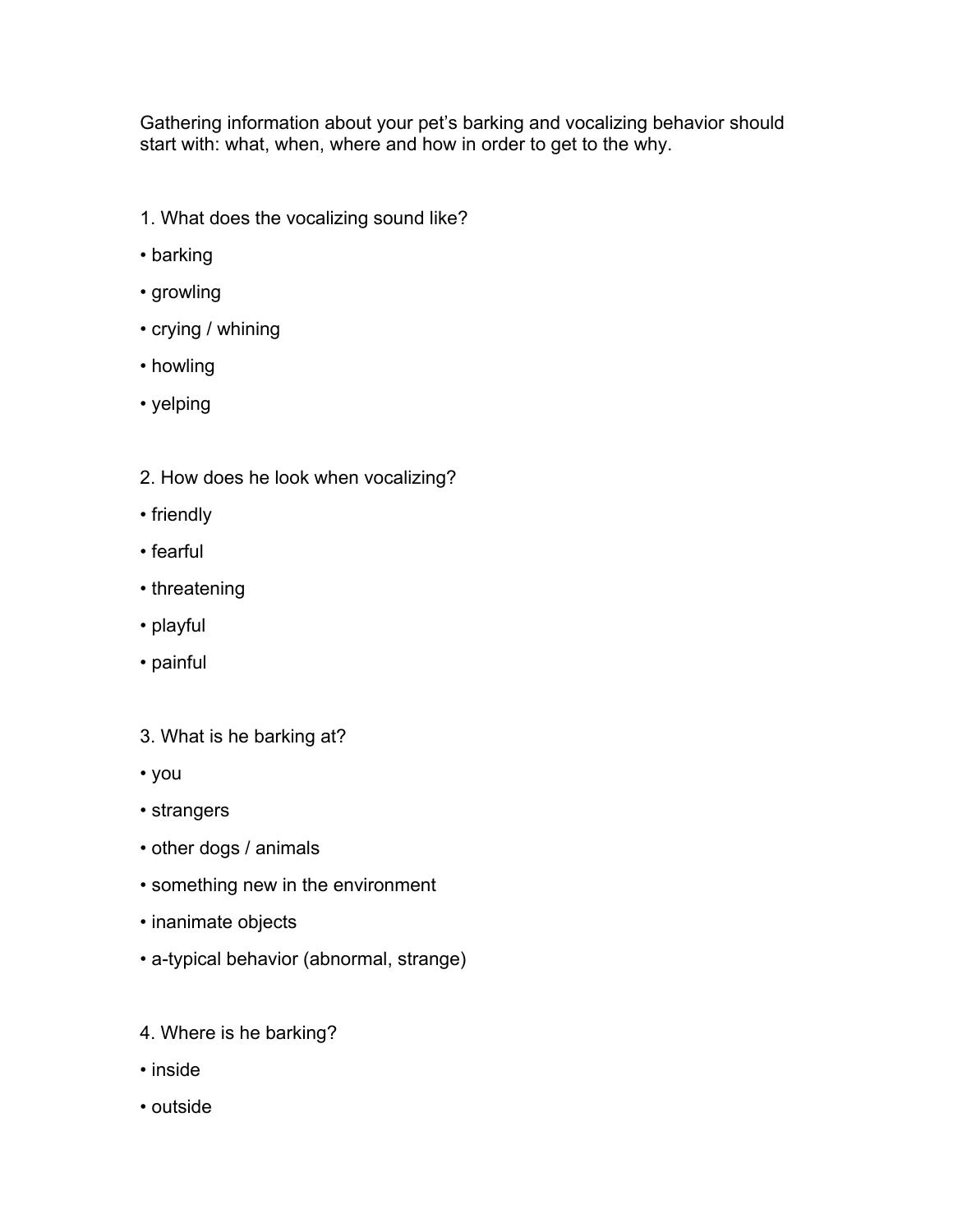Gathering information about your pet's barking and vocalizing behavior should start with: what, when, where and how in order to get to the why.

1. What does the vocalizing sound like?

• barking

• growling

• crying / whining

• howling

• yelping

2. How does he look when vocalizing?

• friendly

• fearful

• threatening

• playful

• painful

3. What is he barking at?

• you

• strangers

• other dogs / animals

• something new in the environment

• inanimate objects

• a-typical behavior (abnormal, strange)

4. Where is he barking?

• inside

• outside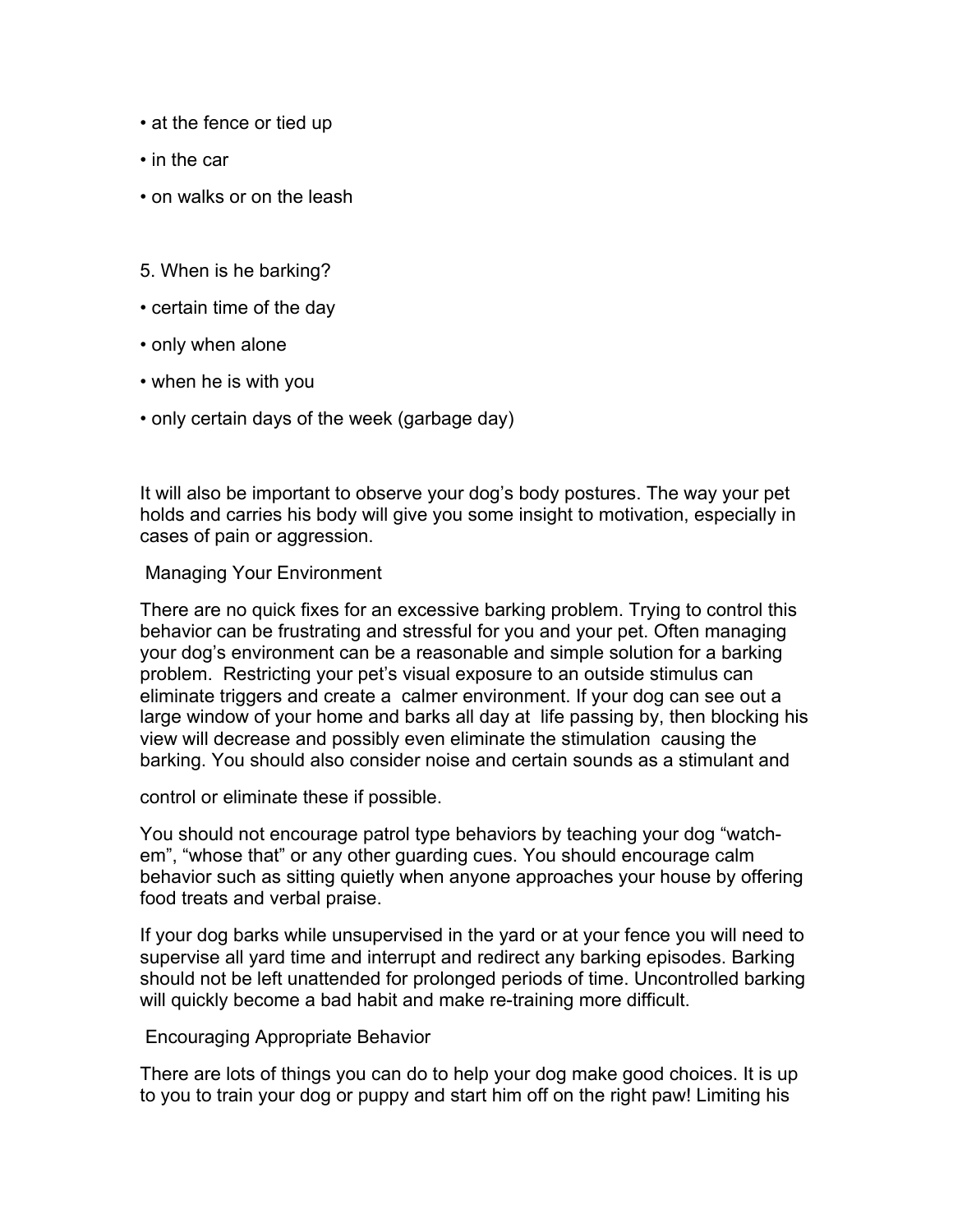- at the fence or tied up
- in the car
- on walks or on the leash

5. When is he barking?

- certain time of the day
- only when alone
- when he is with you
- only certain days of the week (garbage day)

It will also be important to observe your dog's body postures. The way your pet holds and carries his body will give you some insight to motivation, especially in cases of pain or aggression.

## Managing Your Environment

There are no quick fixes for an excessive barking problem. Trying to control this behavior can be frustrating and stressful for you and your pet. Often managing your dog's environment can be a reasonable and simple solution for a barking problem. Restricting your pet's visual exposure to an outside stimulus can eliminate triggers and create a calmer environment. If your dog can see out a large window of your home and barks all day at life passing by, then blocking his view will decrease and possibly even eliminate the stimulation causing the barking. You should also consider noise and certain sounds as a stimulant and control or eliminate these if possible.

You should not encourage patrol type behaviors by teaching your dog "watch-em", "whose that" or any other guarding cues. You should encourage calm behavior such as sitting quietly when anyone approaches your house by offering food treats and verbal praise.

If your dog barks while unsupervised in the yard or at your fence you will need to supervise all yard time and interrupt and redirect any barking episodes. Barking should not be left unattended for prolonged periods of time. Uncontrolled barking will quickly become a bad habit and make re-training more difficult.

## Encouraging Appropriate Behavior

There are lots of things you can do to help your dog make good choices. It is up to you to train your dog or puppy and start him off on the right paw! Limiting his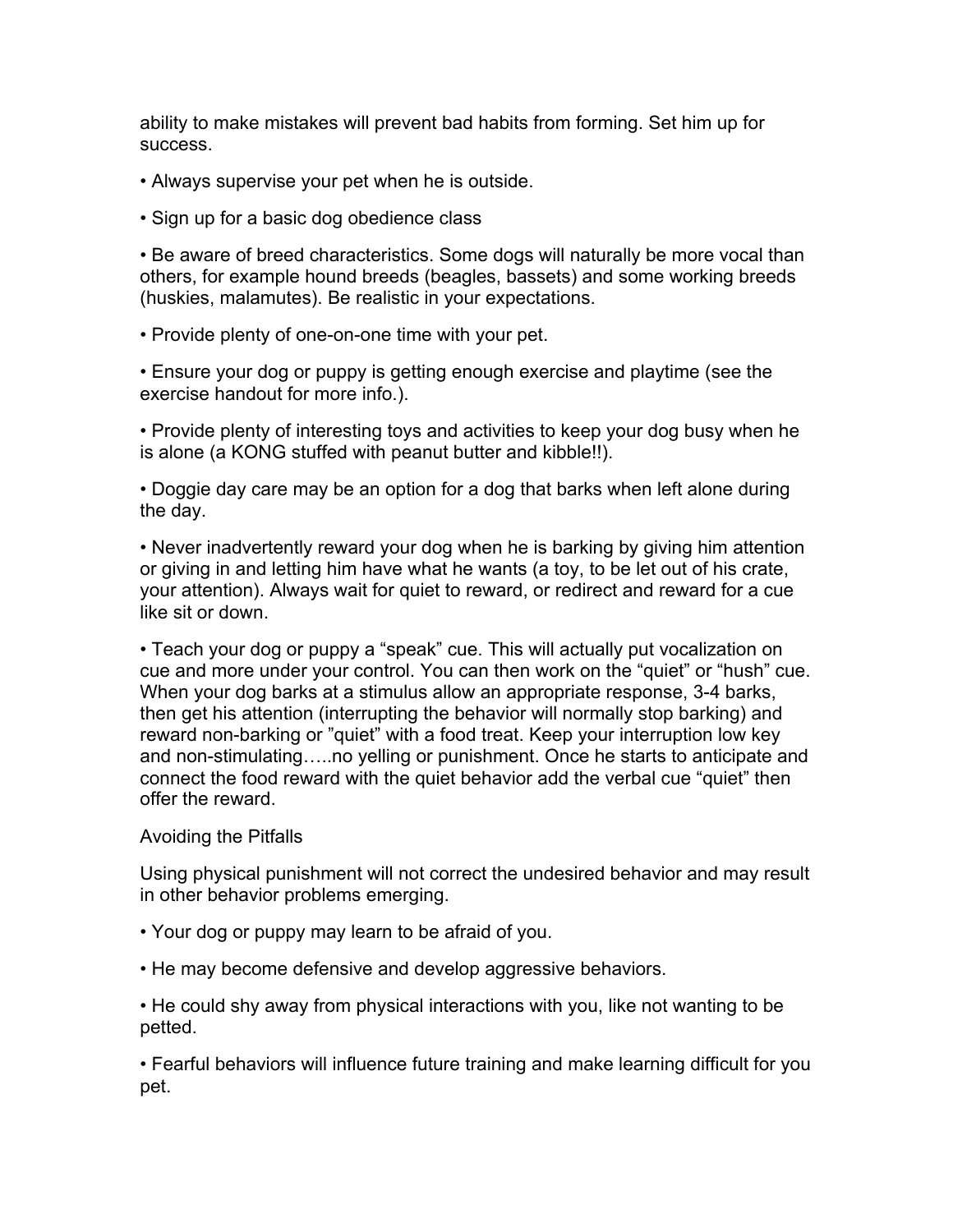ability to make mistakes will prevent bad habits from forming. Set him up for success.

- Always supervise your pet when he is outside.
- Sign up for a basic dog obedience class
- Be aware of breed characteristics. Some dogs will naturally be more vocal than others, for example hound breeds (beagles, bassets) and some working breeds (huskies, malamutes). Be realistic in your expectations.
- Provide plenty of one-on-one time with your pet.
- Ensure your dog or puppy is getting enough exercise and playtime (see the exercise handout for more info.).
- Provide plenty of interesting toys and activities to keep your dog busy when he is alone (a KONG stuffed with peanut butter and kibble!!).
- Doggie day care may be an option for a dog that barks when left alone during the day.
- Never inadvertently reward your dog when he is barking by giving him attention or giving in and letting him have what he wants (a toy, to be let out of his crate, your attention). Always wait for quiet to reward, or redirect and reward for a cue like sit or down.
- Teach your dog or puppy a "speak" cue. This will actually put vocalization on cue and more under your control. You can then work on the "quiet" or "hush" cue. When your dog barks at a stimulus allow an appropriate response, 3-4 barks, then get his attention (interrupting the behavior will normally stop barking) and reward non-barking or "quiet" with a food treat. Keep your interruption low key and non-stimulating…..no yelling or punishment. Once he starts to anticipate and connect the food reward with the quiet behavior add the verbal cue "quiet" then offer the reward.

Avoiding the Pitfalls

Using physical punishment will not correct the undesired behavior and may result in other behavior problems emerging.

- Your dog or puppy may learn to be afraid of you.
- He may become defensive and develop aggressive behaviors.
- He could shy away from physical interactions with you, like not wanting to be petted.
- Fearful behaviors will influence future training and make learning difficult for you pet.